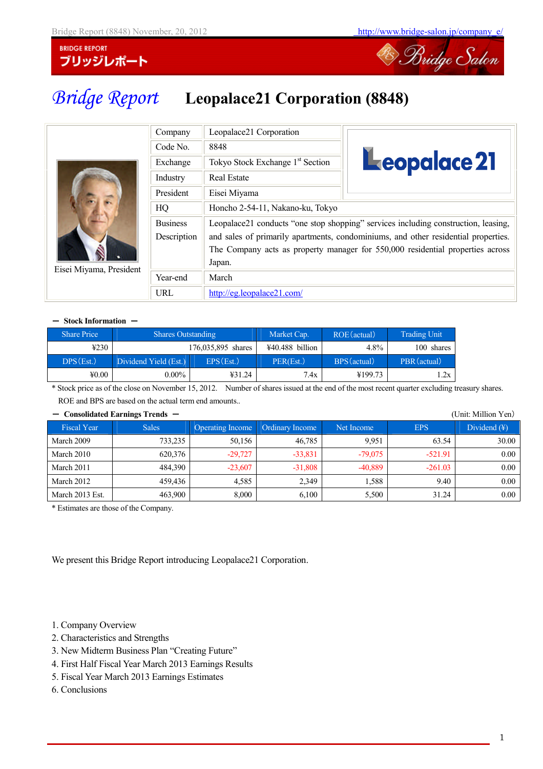# Bridge Report Leopalace21 Corporation (8848)

| | | |
|---|---|---|
| Eisei Miyama, President | Company | Leopalace21 Corporation |
| | Code No. | 8848 |
| | Exchange | Tokyo Stock Exchange 1st Section |
| | Industry | Real Estate |
| | President | Eisei Miyama |
| | HQ | Honcho 2-54-11, Nakano-ku, Tokyo |
| | Business Description | Leopalace21 conducts "one stop shopping" services including construction, leasing, and sales of primarily apartments, condominiums, and other residential properties. The Company acts as property manager for 550,000 residential properties across Japan. |
| | Year-end | March |
| | URL | http://eg.leopalace21.com/ |

**― Stock Information ―**

| Share Price | Shares Outstanding | Market Cap. | ROE (actual) | Trading Unit |
|---|---|---|---|---|
| ¥230 | 176,035,895 shares | ¥40.488 billion | 4.8% | 100 shares |
| **DPS (Est.)** | **Dividend Yield (Est.)** | **EPS (Est.)** | **PER (Est.)** | **BPS (actual)** | **PBR (actual)** |
| ¥0.00 | 0.00% | ¥31.24 | 7.4x | ¥199.73 | 1.2x |

\* Stock price as of the close on November 15, 2012. Number of shares issued at the end of the most recent quarter excluding treasury shares.
ROE and BPS are based on the actual term end amounts..

**― Consolidated Earnings Trends ―** (Unit: Million Yen)

| Fiscal Year | Sales | Operating Income | Ordinary Income | Net Income | EPS | Dividend (¥) |
|---|---|---|---|---|---|---|
| March 2009 | 733,235 | 50,156 | 46,785 | 9,951 | 63.54 | 30.00 |
| March 2010 | 620,376 | -29,727 | -33,831 | -79,075 | -521.91 | 0.00 |
| March 2011 | 484,390 | -23,607 | -31,808 | -40,889 | -261.03 | 0.00 |
| March 2012 | 459,436 | 4,585 | 2,349 | 1,588 | 9.40 | 0.00 |
| March 2013 Est. | 463,900 | 8,000 | 6,100 | 5,500 | 31.24 | 0.00 |

\* Estimates are those of the Company.

We present this Bridge Report introducing Leopalace21 Corporation.

1. Company Overview
2. Characteristics and Strengths
3. New Midterm Business Plan "Creating Future"
4. First Half Fiscal Year March 2013 Earnings Results
5. Fiscal Year March 2013 Earnings Estimates
6. Conclusions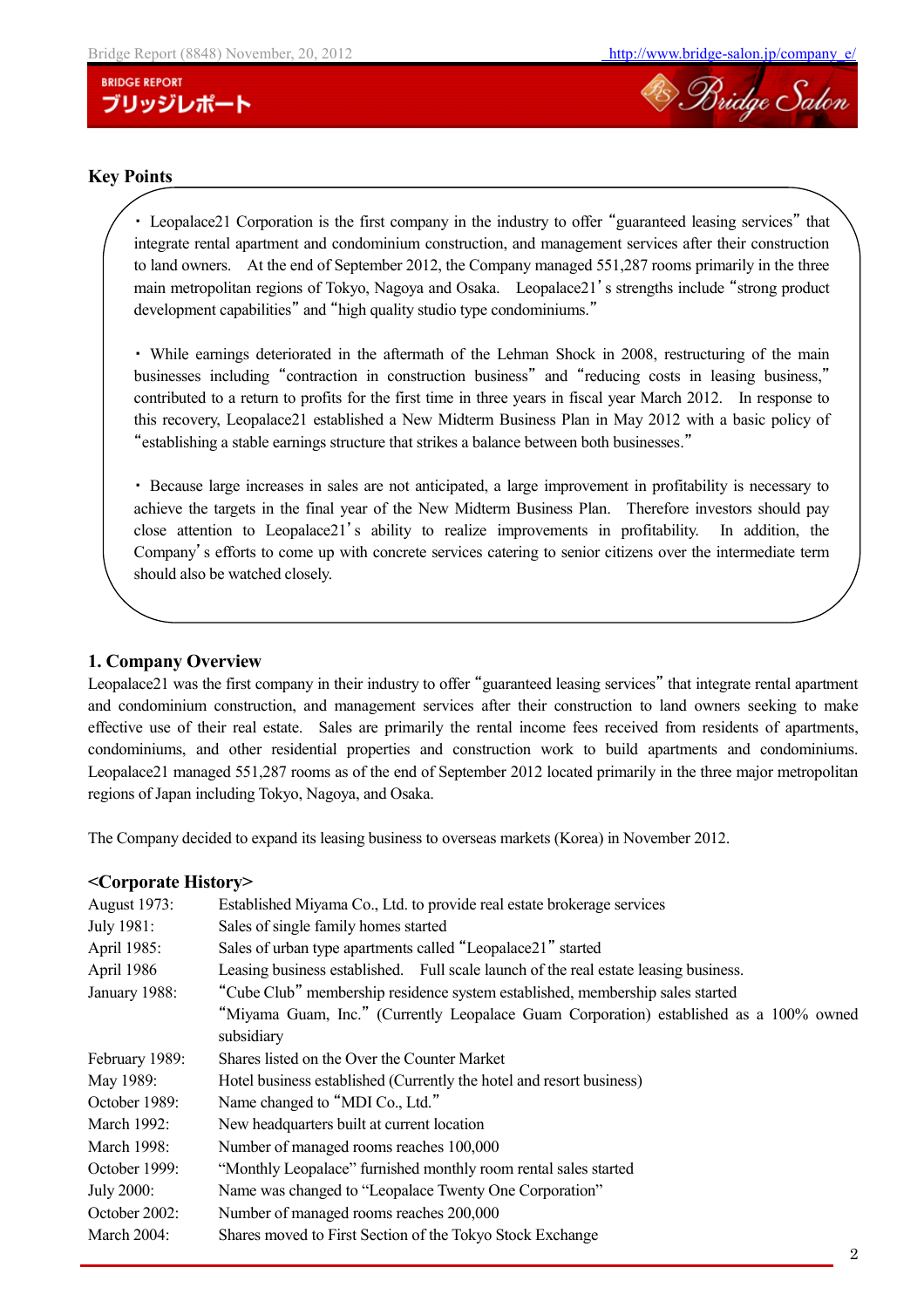## Key Points

- Leopalace21 Corporation is the first company in the industry to offer "guaranteed leasing services" that integrate rental apartment and condominium construction, and management services after their construction to land owners. At the end of September 2012, the Company managed 551,287 rooms primarily in the three main metropolitan regions of Tokyo, Nagoya and Osaka. Leopalace21's strengths include "strong product development capabilities" and "high quality studio type condominiums."

- While earnings deteriorated in the aftermath of the Lehman Shock in 2008, restructuring of the main businesses including "contraction in construction business" and "reducing costs in leasing business," contributed to a return to profits for the first time in three years in fiscal year March 2012. In response to this recovery, Leopalace21 established a New Midterm Business Plan in May 2012 with a basic policy of "establishing a stable earnings structure that strikes a balance between both businesses."

- Because large increases in sales are not anticipated, a large improvement in profitability is necessary to achieve the targets in the final year of the New Midterm Business Plan. Therefore investors should pay close attention to Leopalace21's ability to realize improvements in profitability. In addition, the Company's efforts to come up with concrete services catering to senior citizens over the intermediate term should also be watched closely.

## 1. Company Overview

Leopalace21 was the first company in their industry to offer "guaranteed leasing services" that integrate rental apartment and condominium construction, and management services after their construction to land owners seeking to make effective use of their real estate. Sales are primarily the rental income fees received from residents of apartments, condominiums, and other residential properties and construction work to build apartments and condominiums. Leopalace21 managed 551,287 rooms as of the end of September 2012 located primarily in the three major metropolitan regions of Japan including Tokyo, Nagoya, and Osaka.

The Company decided to expand its leasing business to overseas markets (Korea) in November 2012.

### <Corporate History>

| | |
|---|---|
| August 1973: | Established Miyama Co., Ltd. to provide real estate brokerage services |
| July 1981: | Sales of single family homes started |
| April 1985: | Sales of urban type apartments called "Leopalace21" started |
| April 1986 | Leasing business established. Full scale launch of the real estate leasing business. |
| January 1988: | "Cube Club" membership residence system established, membership sales started<br>"Miyama Guam, Inc." (Currently Leopalace Guam Corporation) established as a 100% owned subsidiary |
| February 1989: | Shares listed on the Over the Counter Market |
| May 1989: | Hotel business established (Currently the hotel and resort business) |
| October 1989: | Name changed to "MDI Co., Ltd." |
| March 1992: | New headquarters built at current location |
| March 1998: | Number of managed rooms reaches 100,000 |
| October 1999: | "Monthly Leopalace" furnished monthly room rental sales started |
| July 2000: | Name was changed to "Leopalace Twenty One Corporation" |
| October 2002: | Number of managed rooms reaches 200,000 |
| March 2004: | Shares moved to First Section of the Tokyo Stock Exchange |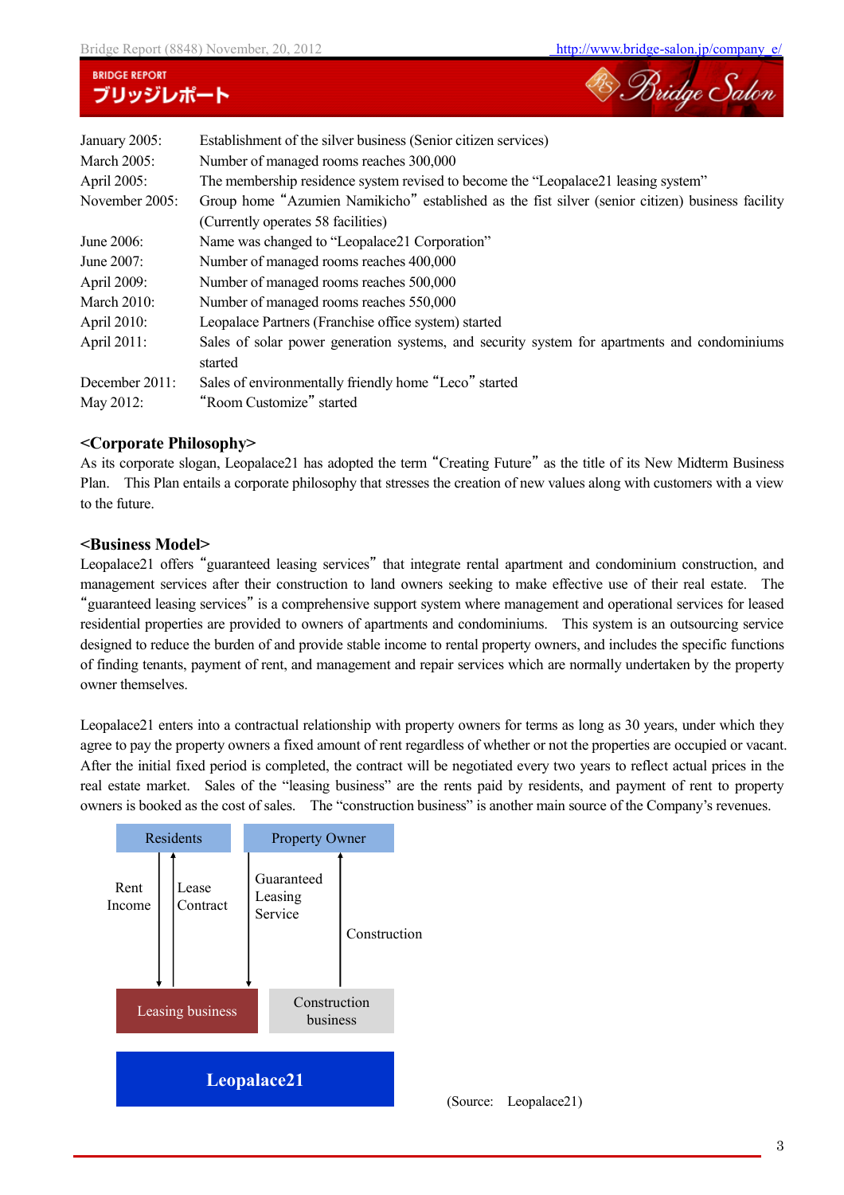| | |
|---|---|
| January 2005: | Establishment of the silver business (Senior citizen services) |
| March 2005: | Number of managed rooms reaches 300,000 |
| April 2005: | The membership residence system revised to become the "Leopalace21 leasing system" |
| November 2005: | Group home "Azumien Namikicho" established as the fist silver (senior citizen) business facility (Currently operates 58 facilities) |
| June 2006: | Name was changed to "Leopalace21 Corporation" |
| June 2007: | Number of managed rooms reaches 400,000 |
| April 2009: | Number of managed rooms reaches 500,000 |
| March 2010: | Number of managed rooms reaches 550,000 |
| April 2010: | Leopalace Partners (Franchise office system) started |
| April 2011: | Sales of solar power generation systems, and security system for apartments and condominiums started |
| December 2011: | Sales of environmentally friendly home "Leco" started |
| May 2012: | "Room Customize" started |

## <Corporate Philosophy>

As its corporate slogan, Leopalace21 has adopted the term "Creating Future" as the title of its New Midterm Business Plan. This Plan entails a corporate philosophy that stresses the creation of new values along with customers with a view to the future.

## <Business Model>

Leopalace21 offers "guaranteed leasing services" that integrate rental apartment and condominium construction, and management services after their construction to land owners seeking to make effective use of their real estate. The "guaranteed leasing services" is a comprehensive support system where management and operational services for leased residential properties are provided to owners of apartments and condominiums. This system is an outsourcing service designed to reduce the burden of and provide stable income to rental property owners, and includes the specific functions of finding tenants, payment of rent, and management and repair services which are normally undertaken by the property owner themselves.

Leopalace21 enters into a contractual relationship with property owners for terms as long as 30 years, under which they agree to pay the property owners a fixed amount of rent regardless of whether or not the properties are occupied or vacant. After the initial fixed period is completed, the contract will be negotiated every two years to reflect actual prices in the real estate market. Sales of the "leasing business" are the rents paid by residents, and payment of rent to property owners is booked as the cost of sales. The "construction business" is another main source of the Company's revenues.

Residents | Property Owner

Rent Income | Lease Contract | Guaranteed Leasing Service | Construction

Leasing business | Construction business

**Leopalace21**

(Source: Leopalace21)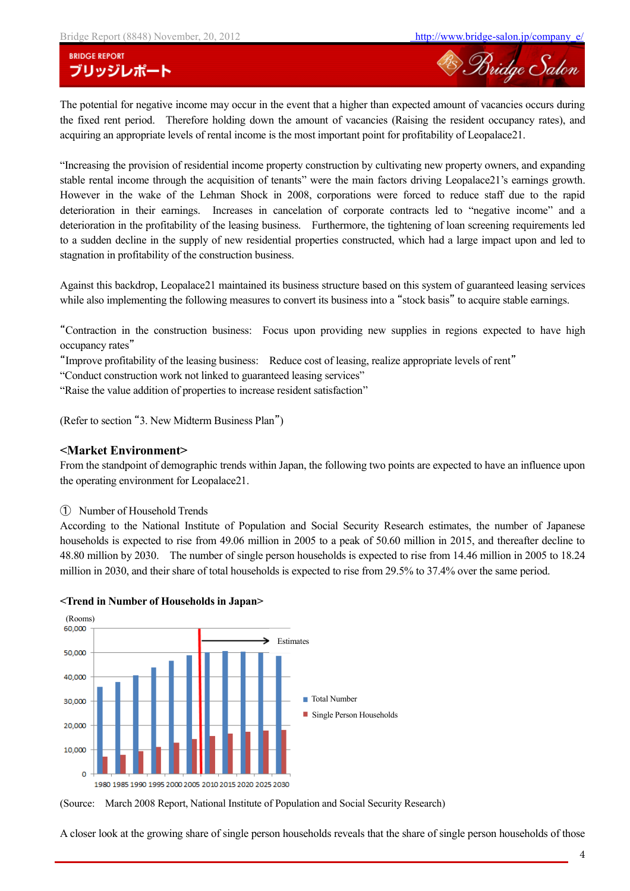The potential for negative income may occur in the event that a higher than expected amount of vacancies occurs during the fixed rent period. Therefore holding down the amount of vacancies (Raising the resident occupancy rates), and acquiring an appropriate levels of rental income is the most important point for profitability of Leopalace21.

"Increasing the provision of residential income property construction by cultivating new property owners, and expanding stable rental income through the acquisition of tenants" were the main factors driving Leopalace21's earnings growth. However in the wake of the Lehman Shock in 2008, corporations were forced to reduce staff due to the rapid deterioration in their earnings. Increases in cancelation of corporate contracts led to "negative income" and a deterioration in the profitability of the leasing business. Furthermore, the tightening of loan screening requirements led to a sudden decline in the supply of new residential properties constructed, which had a large impact upon and led to stagnation in profitability of the construction business.

Against this backdrop, Leopalace21 maintained its business structure based on this system of guaranteed leasing services while also implementing the following measures to convert its business into a "stock basis" to acquire stable earnings.

"Contraction in the construction business: Focus upon providing new supplies in regions expected to have high occupancy rates"
"Improve profitability of the leasing business: Reduce cost of leasing, realize appropriate levels of rent"
"Conduct construction work not linked to guaranteed leasing services"
"Raise the value addition of properties to increase resident satisfaction"

(Refer to section "3. New Midterm Business Plan")

**<Market Environment>**
From the standpoint of demographic trends within Japan, the following two points are expected to have an influence upon the operating environment for Leopalace21.

① Number of Household Trends
According to the National Institute of Population and Social Security Research estimates, the number of Japanese households is expected to rise from 49.06 million in 2005 to a peak of 50.60 million in 2015, and thereafter decline to 48.80 million by 2030. The number of single person households is expected to rise from 14.46 million in 2005 to 18.24 million in 2030, and their share of total households is expected to rise from 29.5% to 37.4% over the same period.

**<Trend in Number of Households in Japan>**

(Rooms)

Estimates

Total Number
Single Person Households

1980 1985 1990 1995 2000 2005 2010 2015 2020 2025 2030

(Source: March 2008 Report, National Institute of Population and Social Security Research)

A closer look at the growing share of single person households reveals that the share of single person households of those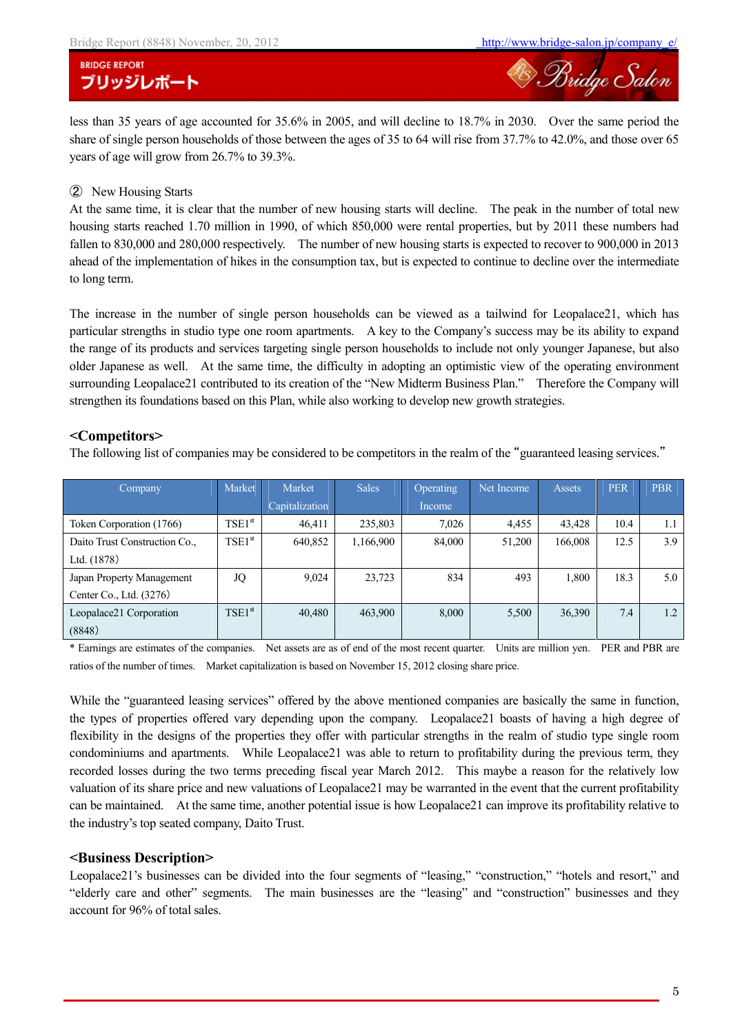less than 35 years of age accounted for 35.6% in 2005, and will decline to 18.7% in 2030. Over the same period the share of single person households of those between the ages of 35 to 64 will rise from 37.7% to 42.0%, and those over 65 years of age will grow from 26.7% to 39.3%.

② New Housing Starts

At the same time, it is clear that the number of new housing starts will decline. The peak in the number of total new housing starts reached 1.70 million in 1990, of which 850,000 were rental properties, but by 2011 these numbers had fallen to 830,000 and 280,000 respectively. The number of new housing starts is expected to recover to 900,000 in 2013 ahead of the implementation of hikes in the consumption tax, but is expected to continue to decline over the intermediate to long term.

The increase in the number of single person households can be viewed as a tailwind for Leopalace21, which has particular strengths in studio type one room apartments. A key to the Company's success may be its ability to expand the range of its products and services targeting single person households to include not only younger Japanese, but also older Japanese as well. At the same time, the difficulty in adopting an optimistic view of the operating environment surrounding Leopalace21 contributed to its creation of the "New Midterm Business Plan." Therefore the Company will strengthen its foundations based on this Plan, while also working to develop new growth strategies.

## <Competitors>

The following list of companies may be considered to be competitors in the realm of the "guaranteed leasing services."

| Company | Market | Market Capitalization | Sales | Operating Income | Net Income | Assets | PER | PBR |
|---|---|---|---|---|---|---|---|---|
| Token Corporation (1766) | TSE1st | 46,411 | 235,803 | 7,026 | 4,455 | 43,428 | 10.4 | 1.1 |
| Daito Trust Construction Co., Ltd. (1878) | TSE1st | 640,852 | 1,166,900 | 84,000 | 51,200 | 166,008 | 12.5 | 3.9 |
| Japan Property Management Center Co., Ltd. (3276) | JQ | 9,024 | 23,723 | 834 | 493 | 1,800 | 18.3 | 5.0 |
| Leopalace21 Corporation (8848) | TSE1st | 40,480 | 463,900 | 8,000 | 5,500 | 36,390 | 7.4 | 1.2 |

* Earnings are estimates of the companies. Net assets are as of end of the most recent quarter. Units are million yen. PER and PBR are ratios of the number of times. Market capitalization is based on November 15, 2012 closing share price.

While the "guaranteed leasing services" offered by the above mentioned companies are basically the same in function, the types of properties offered vary depending upon the company. Leopalace21 boasts of having a high degree of flexibility in the designs of the properties they offer with particular strengths in the realm of studio type single room condominiums and apartments. While Leopalace21 was able to return to profitability during the previous term, they recorded losses during the two terms preceding fiscal year March 2012. This maybe a reason for the relatively low valuation of its share price and new valuations of Leopalace21 may be warranted in the event that the current profitability can be maintained. At the same time, another potential issue is how Leopalace21 can improve its profitability relative to the industry's top seated company, Daito Trust.

## <Business Description>

Leopalace21's businesses can be divided into the four segments of "leasing," "construction," "hotels and resort," and "elderly care and other" segments. The main businesses are the "leasing" and "construction" businesses and they account for 96% of total sales.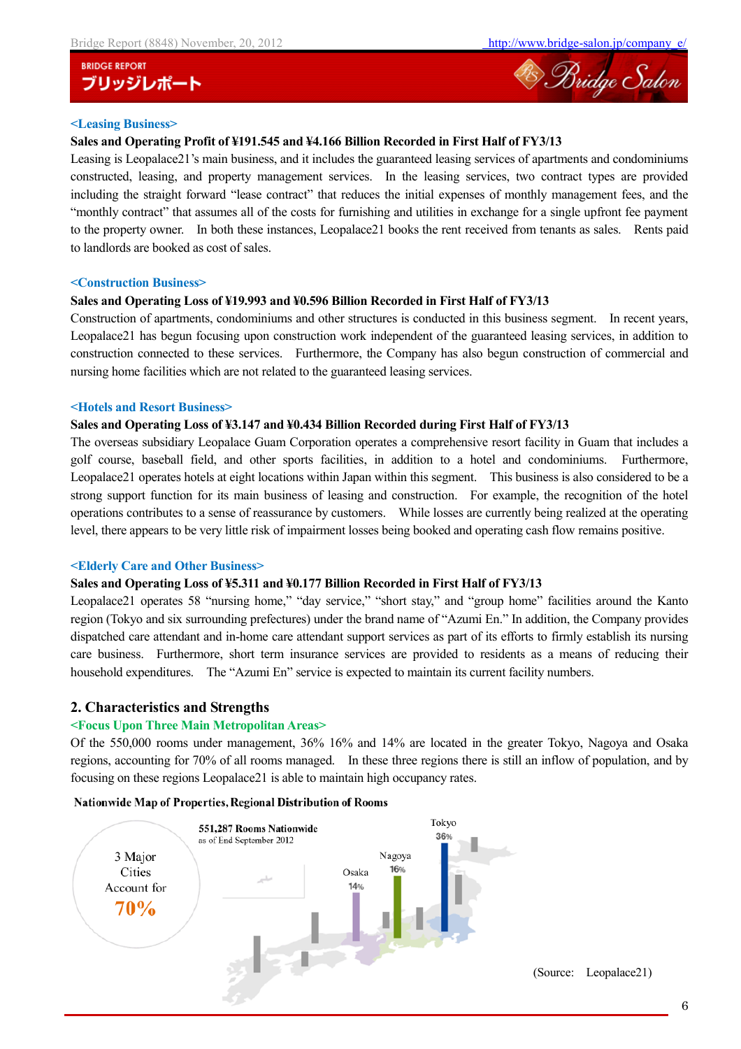### <Leasing Business>

**Sales and Operating Profit of ¥191.545 and ¥4.166 Billion Recorded in First Half of FY3/13**

Leasing is Leopalace21's main business, and it includes the guaranteed leasing services of apartments and condominiums constructed, leasing, and property management services. In the leasing services, two contract types are provided including the straight forward "lease contract" that reduces the initial expenses of monthly management fees, and the "monthly contract" that assumes all of the costs for furnishing and utilities in exchange for a single upfront fee payment to the property owner. In both these instances, Leopalace21 books the rent received from tenants as sales. Rents paid to landlords are booked as cost of sales.

### <Construction Business>

**Sales and Operating Loss of ¥19.993 and ¥0.596 Billion Recorded in First Half of FY3/13**

Construction of apartments, condominiums and other structures is conducted in this business segment. In recent years, Leopalace21 has begun focusing upon construction work independent of the guaranteed leasing services, in addition to construction connected to these services. Furthermore, the Company has also begun construction of commercial and nursing home facilities which are not related to the guaranteed leasing services.

### <Hotels and Resort Business>

**Sales and Operating Loss of ¥3.147 and ¥0.434 Billion Recorded during First Half of FY3/13**

The overseas subsidiary Leopalace Guam Corporation operates a comprehensive resort facility in Guam that includes a golf course, baseball field, and other sports facilities, in addition to a hotel and condominiums. Furthermore, Leopalace21 operates hotels at eight locations within Japan within this segment. This business is also considered to be a strong support function for its main business of leasing and construction. For example, the recognition of the hotel operations contributes to a sense of reassurance by customers. While losses are currently being realized at the operating level, there appears to be very little risk of impairment losses being booked and operating cash flow remains positive.

### <Elderly Care and Other Business>

**Sales and Operating Loss of ¥5.311 and ¥0.177 Billion Recorded in First Half of FY3/13**

Leopalace21 operates 58 "nursing home," "day service," "short stay," and "group home" facilities around the Kanto region (Tokyo and six surrounding prefectures) under the brand name of "Azumi En." In addition, the Company provides dispatched care attendant and in-home care attendant support services as part of its efforts to firmly establish its nursing care business. Furthermore, short term insurance services are provided to residents as a means of reducing their household expenditures. The "Azumi En" service is expected to maintain its current facility numbers.

## 2. Characteristics and Strengths

### <Focus Upon Three Main Metropolitan Areas>

Of the 550,000 rooms under management, 36% 16% and 14% are located in the greater Tokyo, Nagoya and Osaka regions, accounting for 70% of all rooms managed. In these three regions there is still an inflow of population, and by focusing on these regions Leopalace21 is able to maintain high occupancy rates.

**Nationwide Map of Properties, Regional Distribution of Rooms**

3 Major Cities Account for 70%

551,287 Rooms Nationwide as of End September 2012

Tokyo 36%, Nagoya 16%, Osaka 14%

(Source: Leopalace21)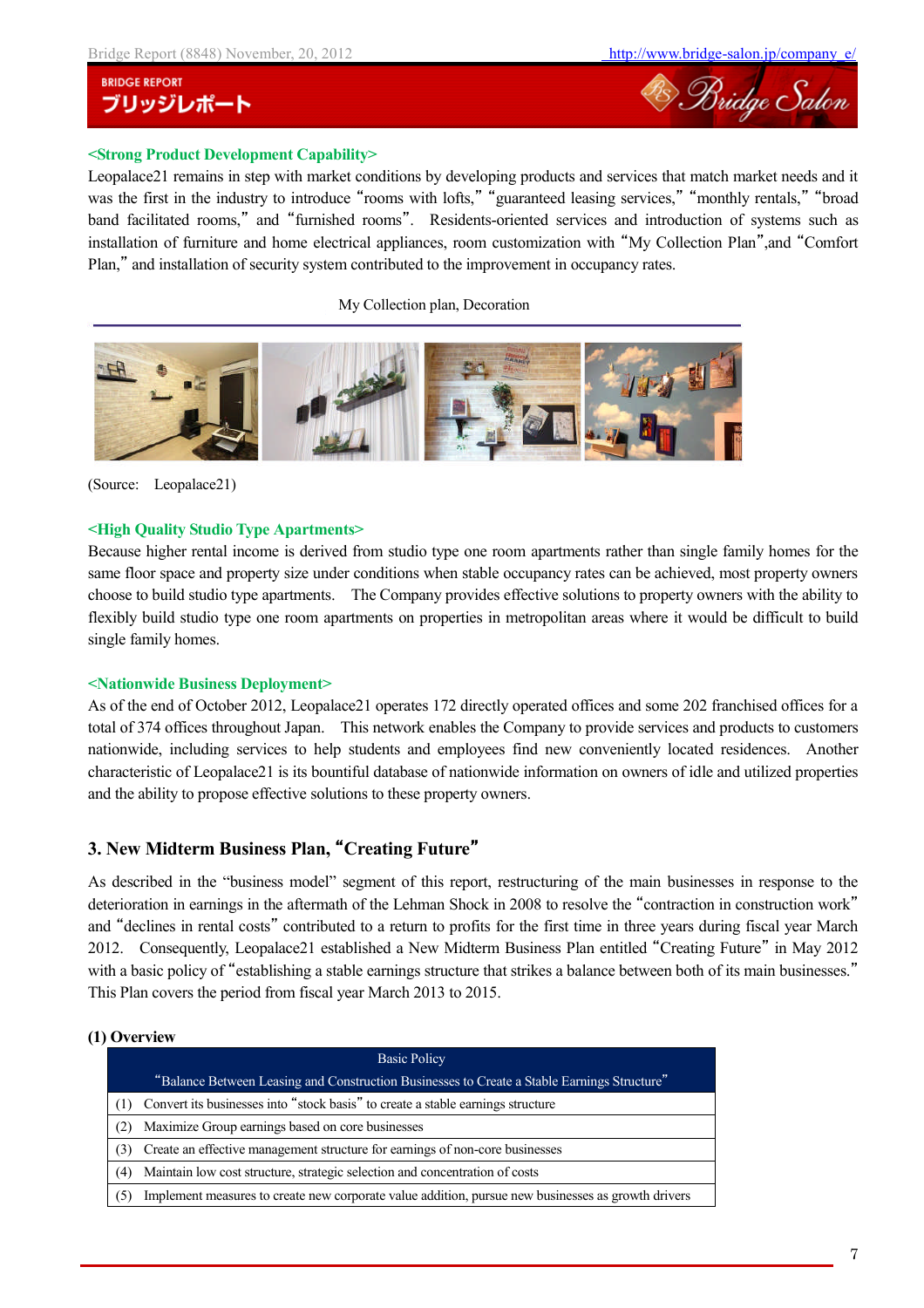**<Strong Product Development Capability>**

Leopalace21 remains in step with market conditions by developing products and services that match market needs and it was the first in the industry to introduce "rooms with lofts," "guaranteed leasing services," "monthly rentals," "broad band facilitated rooms," and "furnished rooms". Residents-oriented services and introduction of systems such as installation of furniture and home electrical appliances, room customization with "My Collection Plan",and "Comfort Plan," and installation of security system contributed to the improvement in occupancy rates.

My Collection plan, Decoration

(Source: Leopalace21)

**<High Quality Studio Type Apartments>**

Because higher rental income is derived from studio type one room apartments rather than single family homes for the same floor space and property size under conditions when stable occupancy rates can be achieved, most property owners choose to build studio type apartments. The Company provides effective solutions to property owners with the ability to flexibly build studio type one room apartments on properties in metropolitan areas where it would be difficult to build single family homes.

**<Nationwide Business Deployment>**

As of the end of October 2012, Leopalace21 operates 172 directly operated offices and some 202 franchised offices for a total of 374 offices throughout Japan. This network enables the Company to provide services and products to customers nationwide, including services to help students and employees find new conveniently located residences. Another characteristic of Leopalace21 is its bountiful database of nationwide information on owners of idle and utilized properties and the ability to propose effective solutions to these property owners.

## 3. New Midterm Business Plan, "Creating Future"

As described in the "business model" segment of this report, restructuring of the main businesses in response to the deterioration in earnings in the aftermath of the Lehman Shock in 2008 to resolve the "contraction in construction work" and "declines in rental costs" contributed to a return to profits for the first time in three years during fiscal year March 2012. Consequently, Leopalace21 established a New Midterm Business Plan entitled "Creating Future" in May 2012 with a basic policy of "establishing a stable earnings structure that strikes a balance between both of its main businesses." This Plan covers the period from fiscal year March 2013 to 2015.

### (1) Overview

| Basic Policy<br>"Balance Between Leasing and Construction Businesses to Create a Stable Earnings Structure" |
|---|
| (1) Convert its businesses into "stock basis" to create a stable earnings structure |
| (2) Maximize Group earnings based on core businesses |
| (3) Create an effective management structure for earnings of non-core businesses |
| (4) Maintain low cost structure, strategic selection and concentration of costs |
| (5) Implement measures to create new corporate value addition, pursue new businesses as growth drivers |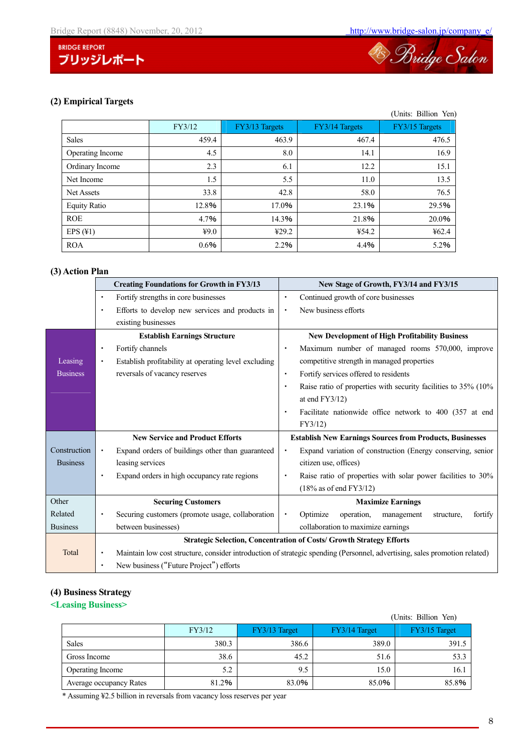### (2) Empirical Targets

(Units: Billion Yen)

| | FY3/12 | FY3/13 Targets | FY3/14 Targets | FY3/15 Targets |
|---|---|---|---|---|
| Sales | 459.4 | 463.9 | 467.4 | 476.5 |
| Operating Income | 4.5 | 8.0 | 14.1 | 16.9 |
| Ordinary Income | 2.3 | 6.1 | 12.2 | 15.1 |
| Net Income | 1.5 | 5.5 | 11.0 | 13.5 |
| Net Assets | 33.8 | 42.8 | 58.0 | 76.5 |
| Equity Ratio | 12.8% | 17.0% | 23.1% | 29.5% |
| ROE | 4.7% | 14.3% | 21.8% | 20.0% |
| EPS (¥1) | ¥9.0 | ¥29.2 | ¥54.2 | ¥62.4 |
| ROA | 0.6% | 2.2% | 4.4% | 5.2% |

### (3) Action Plan

| | Creating Foundations for Growth in FY3/13 | New Stage of Growth, FY3/14 and FY3/15 |
|---|---|---|
| | ・ Fortify strengths in core businesses<br>・ Efforts to develop new services and products in existing businesses | ・ Continued growth of core businesses<br>・ New business efforts |
| Leasing Business | **Establish Earnings Structure**<br>・ Fortify channels<br>・ Establish profitability at operating level excluding reversals of vacancy reserves | **New Development of High Profitability Business**<br>・ Maximum number of managed rooms 570,000, improve competitive strength in managed properties<br>・ Fortify services offered to residents<br>・ Raise ratio of properties with security facilities to 35% (10% at end FY3/12)<br>・ Facilitate nationwide office network to 400 (357 at end FY3/12) |
| Construction Business | **New Service and Product Efforts**<br>・ Expand orders of buildings other than guaranteed leasing services<br>・ Expand orders in high occupancy rate regions | **Establish New Earnings Sources from Products, Businesses**<br>・ Expand variation of construction (Energy conserving, senior citizen use, offices)<br>・ Raise ratio of properties with solar power facilities to 30% (18% as of end FY3/12) |
| Other Related Business | **Securing Customers**<br>・ Securing customers (promote usage, collaboration between businesses) | **Maximize Earnings**<br>・ Optimize operation, management structure, fortify collaboration to maximize earnings |
| Total | **Strategic Selection, Concentration of Costs/ Growth Strategy Efforts**<br>・ Maintain low cost structure, consider introduction of strategic spending (Personnel, advertising, sales promotion related)<br>・ New business ("Future Project") efforts | |

### (4) Business Strategy

**<Leasing Business>**

(Units: Billion Yen)

| | FY3/12 | FY3/13 Target | FY3/14 Target | FY3/15 Target |
|---|---|---|---|---|
| Sales | 380.3 | 386.6 | 389.0 | 391.5 |
| Gross Income | 38.6 | 45.2 | 51.6 | 53.3 |
| Operating Income | 5.2 | 9.5 | 15.0 | 16.1 |
| Average occupancy Rates | 81.2% | 83.0% | 85.0% | 85.8% |

* Assuming ¥2.5 billion in reversals from vacancy loss reserves per year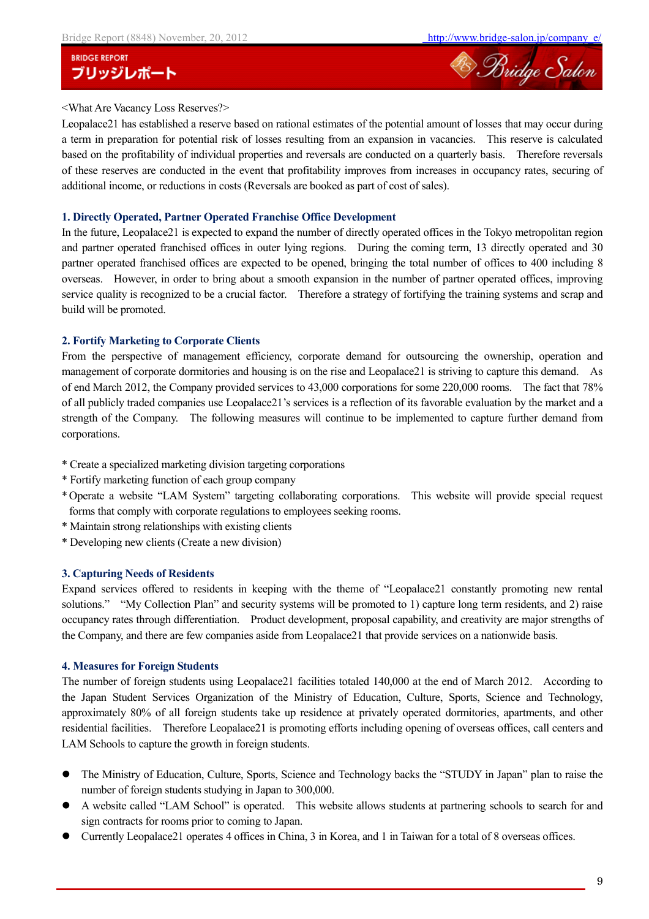<What Are Vacancy Loss Reserves?>
Leopalace21 has established a reserve based on rational estimates of the potential amount of losses that may occur during a term in preparation for potential risk of losses resulting from an expansion in vacancies. This reserve is calculated based on the profitability of individual properties and reversals are conducted on a quarterly basis. Therefore reversals of these reserves are conducted in the event that profitability improves from increases in occupancy rates, securing of additional income, or reductions in costs (Reversals are booked as part of cost of sales).

### 1. Directly Operated, Partner Operated Franchise Office Development

In the future, Leopalace21 is expected to expand the number of directly operated offices in the Tokyo metropolitan region and partner operated franchised offices in outer lying regions. During the coming term, 13 directly operated and 30 partner operated franchised offices are expected to be opened, bringing the total number of offices to 400 including 8 overseas. However, in order to bring about a smooth expansion in the number of partner operated offices, improving service quality is recognized to be a crucial factor. Therefore a strategy of fortifying the training systems and scrap and build will be promoted.

### 2. Fortify Marketing to Corporate Clients

From the perspective of management efficiency, corporate demand for outsourcing the ownership, operation and management of corporate dormitories and housing is on the rise and Leopalace21 is striving to capture this demand. As of end March 2012, the Company provided services to 43,000 corporations for some 220,000 rooms. The fact that 78% of all publicly traded companies use Leopalace21's services is a reflection of its favorable evaluation by the market and a strength of the Company. The following measures will continue to be implemented to capture further demand from corporations.

* Create a specialized marketing division targeting corporations
* Fortify marketing function of each group company
* Operate a website "LAM System" targeting collaborating corporations. This website will provide special request forms that comply with corporate regulations to employees seeking rooms.
* Maintain strong relationships with existing clients
* Developing new clients (Create a new division)

### 3. Capturing Needs of Residents

Expand services offered to residents in keeping with the theme of "Leopalace21 constantly promoting new rental solutions." "My Collection Plan" and security systems will be promoted to 1) capture long term residents, and 2) raise occupancy rates through differentiation. Product development, proposal capability, and creativity are major strengths of the Company, and there are few companies aside from Leopalace21 that provide services on a nationwide basis.

### 4. Measures for Foreign Students

The number of foreign students using Leopalace21 facilities totaled 140,000 at the end of March 2012. According to the Japan Student Services Organization of the Ministry of Education, Culture, Sports, Science and Technology, approximately 80% of all foreign students take up residence at privately operated dormitories, apartments, and other residential facilities. Therefore Leopalace21 is promoting efforts including opening of overseas offices, call centers and LAM Schools to capture the growth in foreign students.

- The Ministry of Education, Culture, Sports, Science and Technology backs the "STUDY in Japan" plan to raise the number of foreign students studying in Japan to 300,000.
- A website called "LAM School" is operated. This website allows students at partnering schools to search for and sign contracts for rooms prior to coming to Japan.
- Currently Leopalace21 operates 4 offices in China, 3 in Korea, and 1 in Taiwan for a total of 8 overseas offices.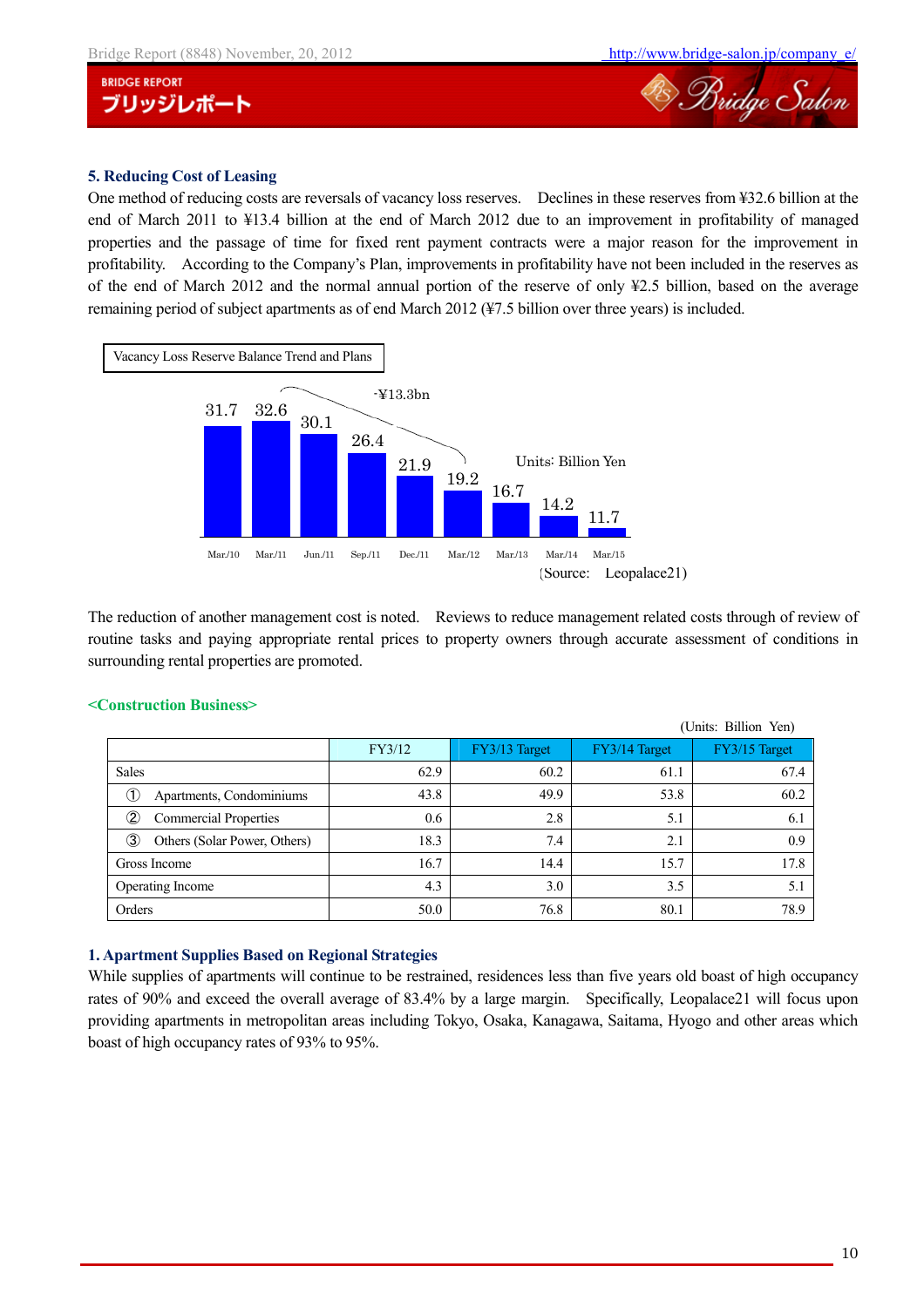### 5. Reducing Cost of Leasing

One method of reducing costs are reversals of vacancy loss reserves. Declines in these reserves from ¥32.6 billion at the end of March 2011 to ¥13.4 billion at the end of March 2012 due to an improvement in profitability of managed properties and the passage of time for fixed rent payment contracts were a major reason for the improvement in profitability. According to the Company's Plan, improvements in profitability have not been included in the reserves as of the end of March 2012 and the normal annual portion of the reserve of only ¥2.5 billion, based on the average remaining period of subject apartments as of end March 2012 (¥7.5 billion over three years) is included.

Vacancy Loss Reserve Balance Trend and Plans

Units: Billion Yen

| Mar./10 | Mar./11 | Jun./11 | Sep./11 | Dec./11 | Mar./12 | Mar./13 | Mar./14 | Mar./15 |
|---|---|---|---|---|---|---|---|---|
| 31.7 | 32.6 | 30.1 | 26.4 | 21.9 | 19.2 | 16.7 | 14.2 | 11.7 |

-¥13.3bn (Mar./11 to Mar./12)

(Source: Leopalace21)

The reduction of another management cost is noted. Reviews to reduce management related costs through of review of routine tasks and paying appropriate rental prices to property owners through accurate assessment of conditions in surrounding rental properties are promoted.

#### <Construction Business>

(Units: Billion Yen)

| | FY3/12 | FY3/13 Target | FY3/14 Target | FY3/15 Target |
|---|---|---|---|---|
| Sales | 62.9 | 60.2 | 61.1 | 67.4 |
| ① Apartments, Condominiums | 43.8 | 49.9 | 53.8 | 60.2 |
| ② Commercial Properties | 0.6 | 2.8 | 5.1 | 6.1 |
| ③ Others (Solar Power, Others) | 18.3 | 7.4 | 2.1 | 0.9 |
| Gross Income | 16.7 | 14.4 | 15.7 | 17.8 |
| Operating Income | 4.3 | 3.0 | 3.5 | 5.1 |
| Orders | 50.0 | 76.8 | 80.1 | 78.9 |

### 1. Apartment Supplies Based on Regional Strategies

While supplies of apartments will continue to be restrained, residences less than five years old boast of high occupancy rates of 90% and exceed the overall average of 83.4% by a large margin. Specifically, Leopalace21 will focus upon providing apartments in metropolitan areas including Tokyo, Osaka, Kanagawa, Saitama, Hyogo and other areas which boast of high occupancy rates of 93% to 95%.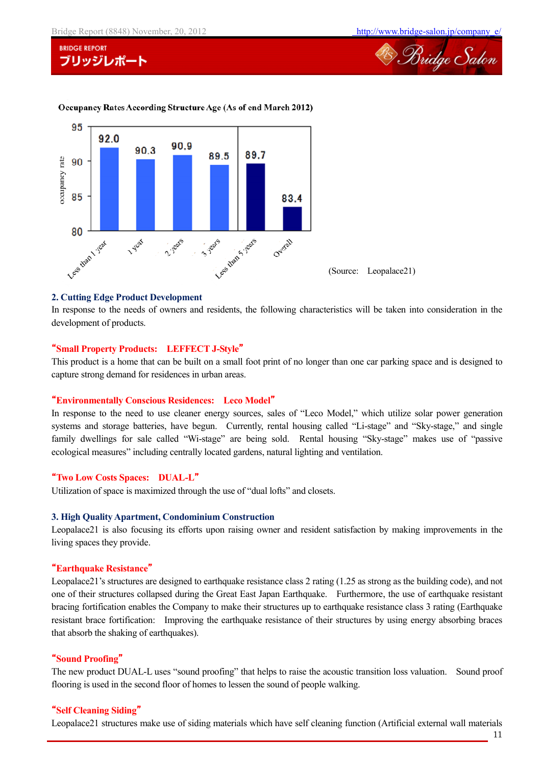**Occupancy Rates According Structure Age (As of end March 2012)**

| Structure age | Occupancy rate |
|---|---|
| Less than 1 year | 92.0 |
| 1 year | 90.3 |
| 2 years | 90.9 |
| 3 years | 89.5 |
| Less than 5 years | 89.7 |
| Overall | 83.4 |

(Source: Leopalace21)

### 2. Cutting Edge Product Development

In response to the needs of owners and residents, the following characteristics will be taken into consideration in the development of products.

**"Small Property Products: LEFFECT J-Style"**

This product is a home that can be built on a small foot print of no longer than one car parking space and is designed to capture strong demand for residences in urban areas.

**"Environmentally Conscious Residences: Leco Model"**

In response to the need to use cleaner energy sources, sales of "Leco Model," which utilize solar power generation systems and storage batteries, have begun. Currently, rental housing called "Li-stage" and "Sky-stage," and single family dwellings for sale called "Wi-stage" are being sold. Rental housing "Sky-stage" makes use of "passive ecological measures" including centrally located gardens, natural lighting and ventilation.

**"Two Low Costs Spaces: DUAL-L"**

Utilization of space is maximized through the use of "dual lofts" and closets.

### 3. High Quality Apartment, Condominium Construction

Leopalace21 is also focusing its efforts upon raising owner and resident satisfaction by making improvements in the living spaces they provide.

**"Earthquake Resistance"**

Leopalace21's structures are designed to earthquake resistance class 2 rating (1.25 as strong as the building code), and not one of their structures collapsed during the Great East Japan Earthquake. Furthermore, the use of earthquake resistant bracing fortification enables the Company to make their structures up to earthquake resistance class 3 rating (Earthquake resistant brace fortification: Improving the earthquake resistance of their structures by using energy absorbing braces that absorb the shaking of earthquakes).

**"Sound Proofing"**

The new product DUAL-L uses "sound proofing" that helps to raise the acoustic transition loss valuation. Sound proof flooring is used in the second floor of homes to lessen the sound of people walking.

**"Self Cleaning Siding"**

Leopalace21 structures make use of siding materials which have self cleaning function (Artificial external wall materials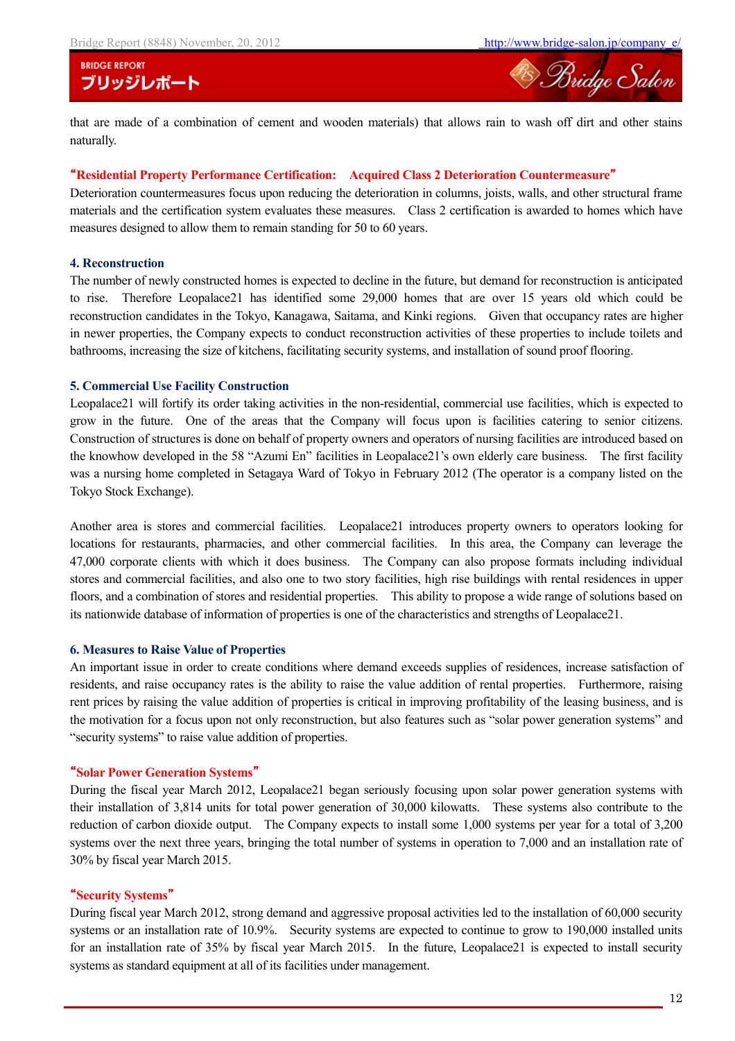that are made of a combination of cement and wooden materials) that allows rain to wash off dirt and other stains naturally.

**"Residential Property Performance Certification: Acquired Class 2 Deterioration Countermeasure"**

Deterioration countermeasures focus upon reducing the deterioration in columns, joists, walls, and other structural frame materials and the certification system evaluates these measures. Class 2 certification is awarded to homes which have measures designed to allow them to remain standing for 50 to 60 years.

### 4. Reconstruction

The number of newly constructed homes is expected to decline in the future, but demand for reconstruction is anticipated to rise. Therefore Leopalace21 has identified some 29,000 homes that are over 15 years old which could be reconstruction candidates in the Tokyo, Kanagawa, Saitama, and Kinki regions. Given that occupancy rates are higher in newer properties, the Company expects to conduct reconstruction activities of these properties to include toilets and bathrooms, increasing the size of kitchens, facilitating security systems, and installation of sound proof flooring.

### 5. Commercial Use Facility Construction

Leopalace21 will fortify its order taking activities in the non-residential, commercial use facilities, which is expected to grow in the future. One of the areas that the Company will focus upon is facilities catering to senior citizens. Construction of structures is done on behalf of property owners and operators of nursing facilities are introduced based on the knowhow developed in the 58 "Azumi En" facilities in Leopalace21's own elderly care business. The first facility was a nursing home completed in Setagaya Ward of Tokyo in February 2012 (The operator is a company listed on the Tokyo Stock Exchange).

Another area is stores and commercial facilities. Leopalace21 introduces property owners to operators looking for locations for restaurants, pharmacies, and other commercial facilities. In this area, the Company can leverage the 47,000 corporate clients with which it does business. The Company can also propose formats including individual stores and commercial facilities, and also one to two story facilities, high rise buildings with rental residences in upper floors, and a combination of stores and residential properties. This ability to propose a wide range of solutions based on its nationwide database of information of properties is one of the characteristics and strengths of Leopalace21.

### 6. Measures to Raise Value of Properties

An important issue in order to create conditions where demand exceeds supplies of residences, increase satisfaction of residents, and raise occupancy rates is the ability to raise the value addition of rental properties. Furthermore, raising rent prices by raising the value addition of properties is critical in improving profitability of the leasing business, and is the motivation for a focus upon not only reconstruction, but also features such as "solar power generation systems" and "security systems" to raise value addition of properties.

**"Solar Power Generation Systems"**

During the fiscal year March 2012, Leopalace21 began seriously focusing upon solar power generation systems with their installation of 3,814 units for total power generation of 30,000 kilowatts. These systems also contribute to the reduction of carbon dioxide output. The Company expects to install some 1,000 systems per year for a total of 3,200 systems over the next three years, bringing the total number of systems in operation to 7,000 and an installation rate of 30% by fiscal year March 2015.

**"Security Systems"**

During fiscal year March 2012, strong demand and aggressive proposal activities led to the installation of 60,000 security systems or an installation rate of 10.9%. Security systems are expected to continue to grow to 190,000 installed units for an installation rate of 35% by fiscal year March 2015. In the future, Leopalace21 is expected to install security systems as standard equipment at all of its facilities under management.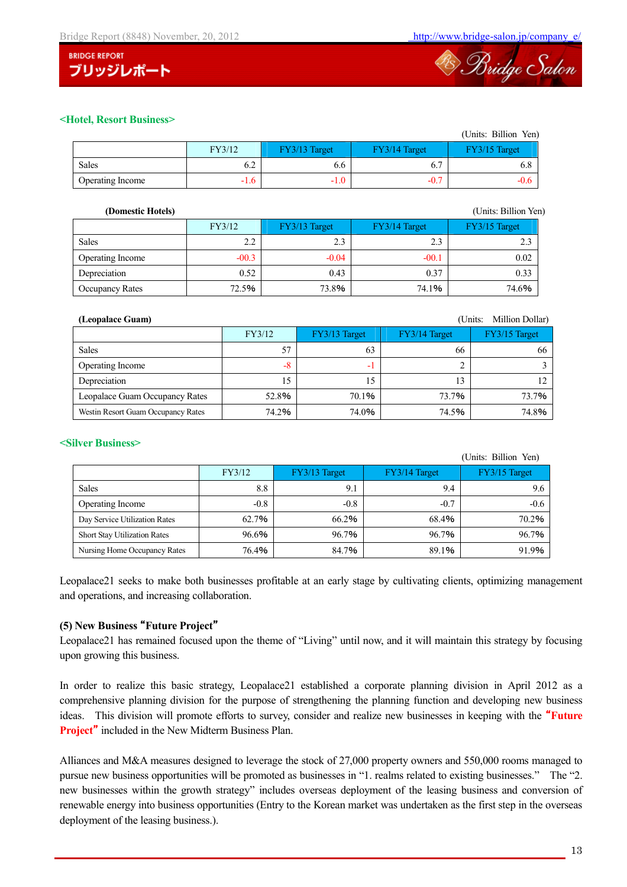### <Hotel, Resort Business>

(Units: Billion Yen)

| | FY3/12 | FY3/13 Target | FY3/14 Target | FY3/15 Target |
|---|---|---|---|---|
| Sales | 6.2 | 6.6 | 6.7 | 6.8 |
| Operating Income | -1.6 | -1.0 | -0.7 | -0.6 |

**(Domestic Hotels)** (Units: Billion Yen)

| | FY3/12 | FY3/13 Target | FY3/14 Target | FY3/15 Target |
|---|---|---|---|---|
| Sales | 2.2 | 2.3 | 2.3 | 2.3 |
| Operating Income | -00.3 | -0.04 | -00.1 | 0.02 |
| Depreciation | 0.52 | 0.43 | 0.37 | 0.33 |
| Occupancy Rates | 72.5% | 73.8% | 74.1% | 74.6% |

**(Leopalace Guam)** (Units: Million Dollar)

| | FY3/12 | FY3/13 Target | FY3/14 Target | FY3/15 Target |
|---|---|---|---|---|
| Sales | 57 | 63 | 66 | 66 |
| Operating Income | -8 | -1 | 2 | 3 |
| Depreciation | 15 | 15 | 13 | 12 |
| Leopalace Guam Occupancy Rates | 52.8% | 70.1% | 73.7% | 73.7% |
| Westin Resort Guam Occupancy Rates | 74.2% | 74.0% | 74.5% | 74.8% |

### <Silver Business>

(Units: Billion Yen)

| | FY3/12 | FY3/13 Target | FY3/14 Target | FY3/15 Target |
|---|---|---|---|---|
| Sales | 8.8 | 9.1 | 9.4 | 9.6 |
| Operating Income | -0.8 | -0.8 | -0.7 | -0.6 |
| Day Service Utilization Rates | 62.7% | 66.2% | 68.4% | 70.2% |
| Short Stay Utilization Rates | 96.6% | 96.7% | 96.7% | 96.7% |
| Nursing Home Occupancy Rates | 76.4% | 84.7% | 89.1% | 91.9% |

Leopalace21 seeks to make both businesses profitable at an early stage by cultivating clients, optimizing management and operations, and increasing collaboration.

**(5) New Business "Future Project"**

Leopalace21 has remained focused upon the theme of "Living" until now, and it will maintain this strategy by focusing upon growing this business.

In order to realize this basic strategy, Leopalace21 established a corporate planning division in April 2012 as a comprehensive planning division for the purpose of strengthening the planning function and developing new business ideas. This division will promote efforts to survey, consider and realize new businesses in keeping with the **"Future Project"** included in the New Midterm Business Plan.

Alliances and M&A measures designed to leverage the stock of 27,000 property owners and 550,000 rooms managed to pursue new business opportunities will be promoted as businesses in "1. realms related to existing businesses." The "2. new businesses within the growth strategy" includes overseas deployment of the leasing business and conversion of renewable energy into business opportunities (Entry to the Korean market was undertaken as the first step in the overseas deployment of the leasing business.).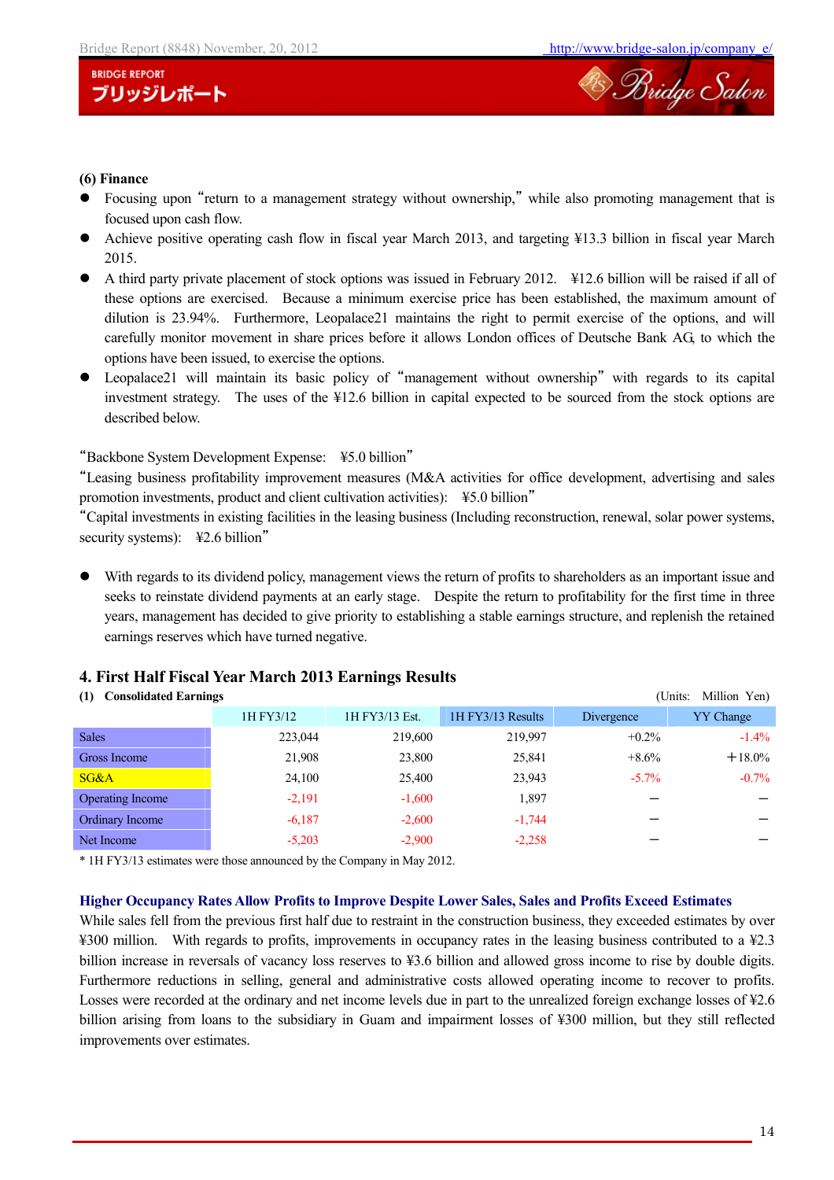### (6) Finance

- Focusing upon "return to a management strategy without ownership," while also promoting management that is focused upon cash flow.
- Achieve positive operating cash flow in fiscal year March 2013, and targeting ¥13.3 billion in fiscal year March 2015.
- A third party private placement of stock options was issued in February 2012. ¥12.6 billion will be raised if all of these options are exercised. Because a minimum exercise price has been established, the maximum amount of dilution is 23.94%. Furthermore, Leopalace21 maintains the right to permit exercise of the options, and will carefully monitor movement in share prices before it allows London offices of Deutsche Bank AG, to which the options have been issued, to exercise the options.
- Leopalace21 will maintain its basic policy of "management without ownership" with regards to its capital investment strategy. The uses of the ¥12.6 billion in capital expected to be sourced from the stock options are described below.

"Backbone System Development Expense: ¥5.0 billion"
"Leasing business profitability improvement measures (M&A activities for office development, advertising and sales promotion investments, product and client cultivation activities): ¥5.0 billion"
"Capital investments in existing facilities in the leasing business (Including reconstruction, renewal, solar power systems, security systems): ¥2.6 billion"

- With regards to its dividend policy, management views the return of profits to shareholders as an important issue and seeks to reinstate dividend payments at an early stage. Despite the return to profitability for the first time in three years, management has decided to give priority to establishing a stable earnings structure, and replenish the retained earnings reserves which have turned negative.

## 4. First Half Fiscal Year March 2013 Earnings Results

**(1) Consolidated Earnings** (Units: Million Yen)

| | 1H FY3/12 | 1H FY3/13 Est. | 1H FY3/13 Results | Divergence | YY Change |
|---|---|---|---|---|---|
| Sales | 223,044 | 219,600 | 219,997 | +0.2% | -1.4% |
| Gross Income | 21,908 | 23,800 | 25,841 | +8.6% | +18.0% |
| SG&A | 24,100 | 25,400 | 23,943 | -5.7% | -0.7% |
| Operating Income | -2,191 | -1,600 | 1,897 | － | － |
| Ordinary Income | -6,187 | -2,600 | -1,744 | － | － |
| Net Income | -5,203 | -2,900 | -2,258 | － | － |

\* 1H FY3/13 estimates were those announced by the Company in May 2012.

**Higher Occupancy Rates Allow Profits to Improve Despite Lower Sales, Sales and Profits Exceed Estimates**

While sales fell from the previous first half due to restraint in the construction business, they exceeded estimates by over ¥300 million. With regards to profits, improvements in occupancy rates in the leasing business contributed to a ¥2.3 billion increase in reversals of vacancy loss reserves to ¥3.6 billion and allowed gross income to rise by double digits. Furthermore reductions in selling, general and administrative costs allowed operating income to recover to profits. Losses were recorded at the ordinary and net income levels due in part to the unrealized foreign exchange losses of ¥2.6 billion arising from loans to the subsidiary in Guam and impairment losses of ¥300 million, but they still reflected improvements over estimates.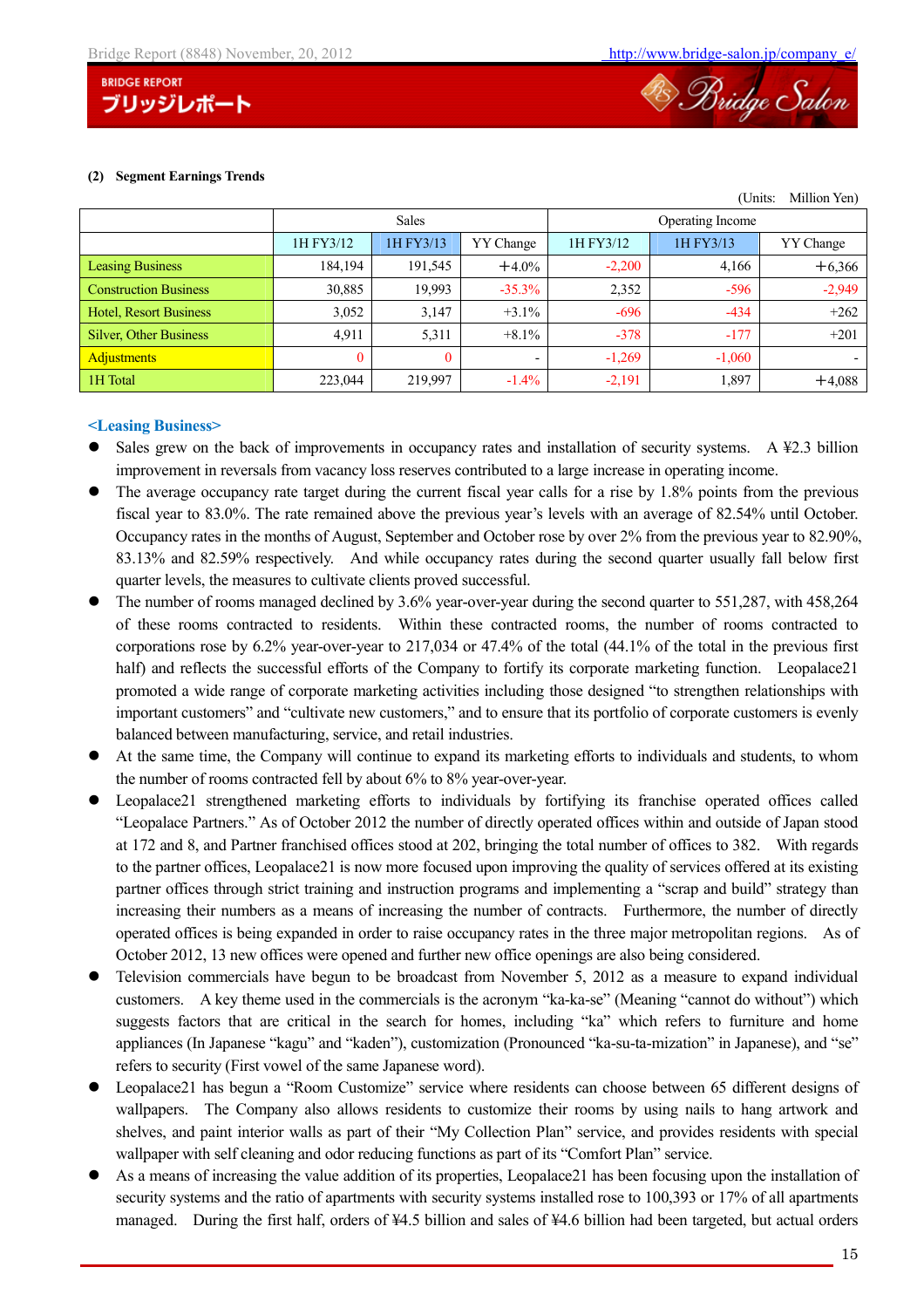**(2) Segment Earnings Trends**

(Units: Million Yen)

| | Sales | | | Operating Income | | |
|---|---|---|---|---|---|---|
| | 1H FY3/12 | 1H FY3/13 | YY Change | 1H FY3/12 | 1H FY3/13 | YY Change |
| Leasing Business | 184,194 | 191,545 | +4.0% | -2,200 | 4,166 | +6,366 |
| Construction Business | 30,885 | 19,993 | -35.3% | 2,352 | -596 | -2,949 |
| Hotel, Resort Business | 3,052 | 3,147 | +3.1% | -696 | -434 | +262 |
| Silver, Other Business | 4,911 | 5,311 | +8.1% | -378 | -177 | +201 |
| Adjustments | 0 | 0 | - | -1,269 | -1,060 | - |
| 1H Total | 223,044 | 219,997 | -1.4% | -2,191 | 1,897 | +4,088 |

**<Leasing Business>**

- Sales grew on the back of improvements in occupancy rates and installation of security systems. A ¥2.3 billion improvement in reversals from vacancy loss reserves contributed to a large increase in operating income.
- The average occupancy rate target during the current fiscal year calls for a rise by 1.8% points from the previous fiscal year to 83.0%. The rate remained above the previous year's levels with an average of 82.54% until October. Occupancy rates in the months of August, September and October rose by over 2% from the previous year to 82.90%, 83.13% and 82.59% respectively. And while occupancy rates during the second quarter usually fall below first quarter levels, the measures to cultivate clients proved successful.
- The number of rooms managed declined by 3.6% year-over-year during the second quarter to 551,287, with 458,264 of these rooms contracted to residents. Within these contracted rooms, the number of rooms contracted to corporations rose by 6.2% year-over-year to 217,034 or 47.4% of the total (44.1% of the total in the previous first half) and reflects the successful efforts of the Company to fortify its corporate marketing function. Leopalace21 promoted a wide range of corporate marketing activities including those designed "to strengthen relationships with important customers" and "cultivate new customers," and to ensure that its portfolio of corporate customers is evenly balanced between manufacturing, service, and retail industries.
- At the same time, the Company will continue to expand its marketing efforts to individuals and students, to whom the number of rooms contracted fell by about 6% to 8% year-over-year.
- Leopalace21 strengthened marketing efforts to individuals by fortifying its franchise operated offices called "Leopalace Partners." As of October 2012 the number of directly operated offices within and outside of Japan stood at 172 and 8, and Partner franchised offices stood at 202, bringing the total number of offices to 382. With regards to the partner offices, Leopalace21 is now more focused upon improving the quality of services offered at its existing partner offices through strict training and instruction programs and implementing a "scrap and build" strategy than increasing their numbers as a means of increasing the number of contracts. Furthermore, the number of directly operated offices is being expanded in order to raise occupancy rates in the three major metropolitan regions. As of October 2012, 13 new offices were opened and further new office openings are also being considered.
- Television commercials have begun to be broadcast from November 5, 2012 as a measure to expand individual customers. A key theme used in the commercials is the acronym "ka-ka-se" (Meaning "cannot do without") which suggests factors that are critical in the search for homes, including "ka" which refers to furniture and home appliances (In Japanese "kagu" and "kaden"), customization (Pronounced "ka-su-ta-mization" in Japanese), and "se" refers to security (First vowel of the same Japanese word).
- Leopalace21 has begun a "Room Customize" service where residents can choose between 65 different designs of wallpapers. The Company also allows residents to customize their rooms by using nails to hang artwork and shelves, and paint interior walls as part of their "My Collection Plan" service, and provides residents with special wallpaper with self cleaning and odor reducing functions as part of its "Comfort Plan" service.
- As a means of increasing the value addition of its properties, Leopalace21 has been focusing upon the installation of security systems and the ratio of apartments with security systems installed rose to 100,393 or 17% of all apartments managed. During the first half, orders of ¥4.5 billion and sales of ¥4.6 billion had been targeted, but actual orders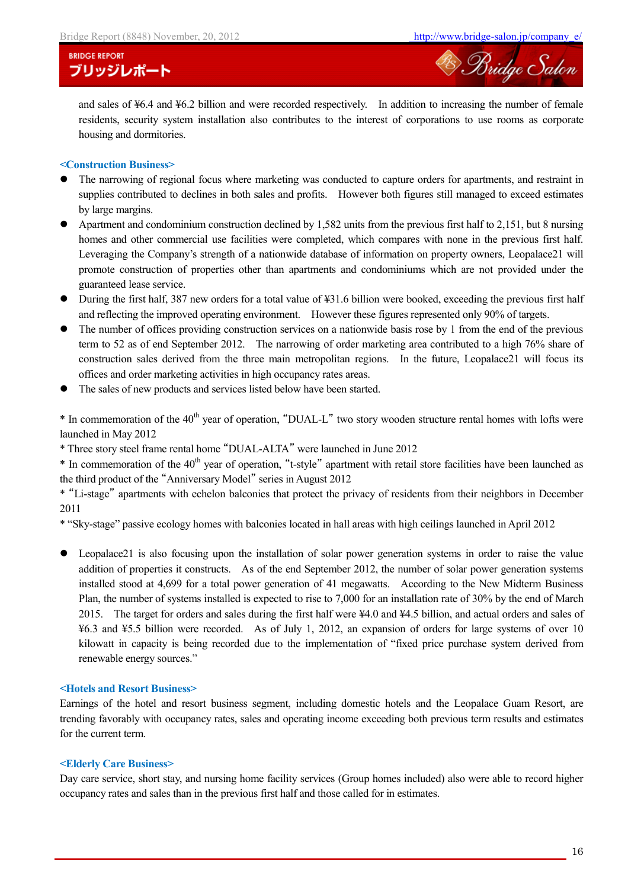and sales of ¥6.4 and ¥6.2 billion and were recorded respectively. In addition to increasing the number of female residents, security system installation also contributes to the interest of corporations to use rooms as corporate housing and dormitories.

**<Construction Business>**

- The narrowing of regional focus where marketing was conducted to capture orders for apartments, and restraint in supplies contributed to declines in both sales and profits. However both figures still managed to exceed estimates by large margins.
- Apartment and condominium construction declined by 1,582 units from the previous first half to 2,151, but 8 nursing homes and other commercial use facilities were completed, which compares with none in the previous first half. Leveraging the Company's strength of a nationwide database of information on property owners, Leopalace21 will promote construction of properties other than apartments and condominiums which are not provided under the guaranteed lease service.
- During the first half, 387 new orders for a total value of ¥31.6 billion were booked, exceeding the previous first half and reflecting the improved operating environment. However these figures represented only 90% of targets.
- The number of offices providing construction services on a nationwide basis rose by 1 from the end of the previous term to 52 as of end September 2012. The narrowing of order marketing area contributed to a high 76% share of construction sales derived from the three main metropolitan regions. In the future, Leopalace21 will focus its offices and order marketing activities in high occupancy rates areas.
- The sales of new products and services listed below have been started.

* In commemoration of the 40th year of operation, "DUAL-L" two story wooden structure rental homes with lofts were launched in May 2012
* Three story steel frame rental home "DUAL-ALTA" were launched in June 2012
* In commemoration of the 40th year of operation, "t-style" apartment with retail store facilities have been launched as the third product of the "Anniversary Model" series in August 2012
* "Li-stage" apartments with echelon balconies that protect the privacy of residents from their neighbors in December 2011
* "Sky-stage" passive ecology homes with balconies located in hall areas with high ceilings launched in April 2012

- Leopalace21 is also focusing upon the installation of solar power generation systems in order to raise the value addition of properties it constructs. As of the end September 2012, the number of solar power generation systems installed stood at 4,699 for a total power generation of 41 megawatts. According to the New Midterm Business Plan, the number of systems installed is expected to rise to 7,000 for an installation rate of 30% by the end of March 2015. The target for orders and sales during the first half were ¥4.0 and ¥4.5 billion, and actual orders and sales of ¥6.3 and ¥5.5 billion were recorded. As of July 1, 2012, an expansion of orders for large systems of over 10 kilowatt in capacity is being recorded due to the implementation of "fixed price purchase system derived from renewable energy sources."

**<Hotels and Resort Business>**

Earnings of the hotel and resort business segment, including domestic hotels and the Leopalace Guam Resort, are trending favorably with occupancy rates, sales and operating income exceeding both previous term results and estimates for the current term.

**<Elderly Care Business>**

Day care service, short stay, and nursing home facility services (Group homes included) also were able to record higher occupancy rates and sales than in the previous first half and those called for in estimates.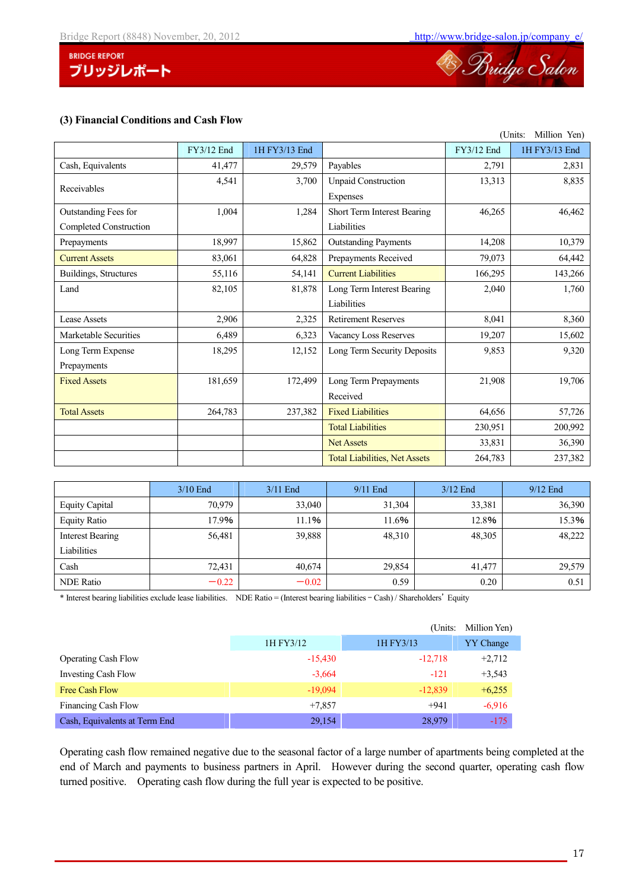### (3) Financial Conditions and Cash Flow

(Units: Million Yen)

| | FY3/12 End | 1H FY3/13 End | | FY3/12 End | 1H FY3/13 End |
|---|---|---|---|---|---|
| Cash, Equivalents | 41,477 | 29,579 | Payables | 2,791 | 2,831 |
| Receivables | 4,541 | 3,700 | Unpaid Construction Expenses | 13,313 | 8,835 |
| Outstanding Fees for Completed Construction | 1,004 | 1,284 | Short Term Interest Bearing Liabilities | 46,265 | 46,462 |
| Prepayments | 18,997 | 15,862 | Outstanding Payments | 14,208 | 10,379 |
| Current Assets | 83,061 | 64,828 | Prepayments Received | 79,073 | 64,442 |
| Buildings, Structures | 55,116 | 54,141 | Current Liabilities | 166,295 | 143,266 |
| Land | 82,105 | 81,878 | Long Term Interest Bearing Liabilities | 2,040 | 1,760 |
| Lease Assets | 2,906 | 2,325 | Retirement Reserves | 8,041 | 8,360 |
| Marketable Securities | 6,489 | 6,323 | Vacancy Loss Reserves | 19,207 | 15,602 |
| Long Term Expense Prepayments | 18,295 | 12,152 | Long Term Security Deposits | 9,853 | 9,320 |
| Fixed Assets | 181,659 | 172,499 | Long Term Prepayments Received | 21,908 | 19,706 |
| Total Assets | 264,783 | 237,382 | Fixed Liabilities | 64,656 | 57,726 |
| | | | Total Liabilities | 230,951 | 200,992 |
| | | | Net Assets | 33,831 | 36,390 |
| | | | Total Liabilities, Net Assets | 264,783 | 237,382 |

| | 3/10 End | 3/11 End | 9/11 End | 3/12 End | 9/12 End |
|---|---|---|---|---|---|
| Equity Capital | 70,979 | 33,040 | 31,304 | 33,381 | 36,390 |
| Equity Ratio | 17.9% | 11.1% | 11.6% | 12.8% | 15.3% |
| Interest Bearing Liabilities | 56,481 | 39,888 | 48,310 | 48,305 | 48,222 |
| Cash | 72,431 | 40,674 | 29,854 | 41,477 | 29,579 |
| NDE Ratio | −0.22 | −0.02 | 0.59 | 0.20 | 0.51 |

\* Interest bearing liabilities exclude lease liabilities. NDE Ratio = (Interest bearing liabilities − Cash) / Shareholders' Equity

(Units: Million Yen)

| | 1H FY3/12 | 1H FY3/13 | YY Change |
|---|---|---|---|
| Operating Cash Flow | -15,430 | -12,718 | +2,712 |
| Investing Cash Flow | -3,664 | -121 | +3,543 |
| Free Cash Flow | -19,094 | -12,839 | +6,255 |
| Financing Cash Flow | +7,857 | +941 | -6,916 |
| Cash, Equivalents at Term End | 29,154 | 28,979 | -175 |

Operating cash flow remained negative due to the seasonal factor of a large number of apartments being completed at the end of March and payments to business partners in April. However during the second quarter, operating cash flow turned positive. Operating cash flow during the full year is expected to be positive.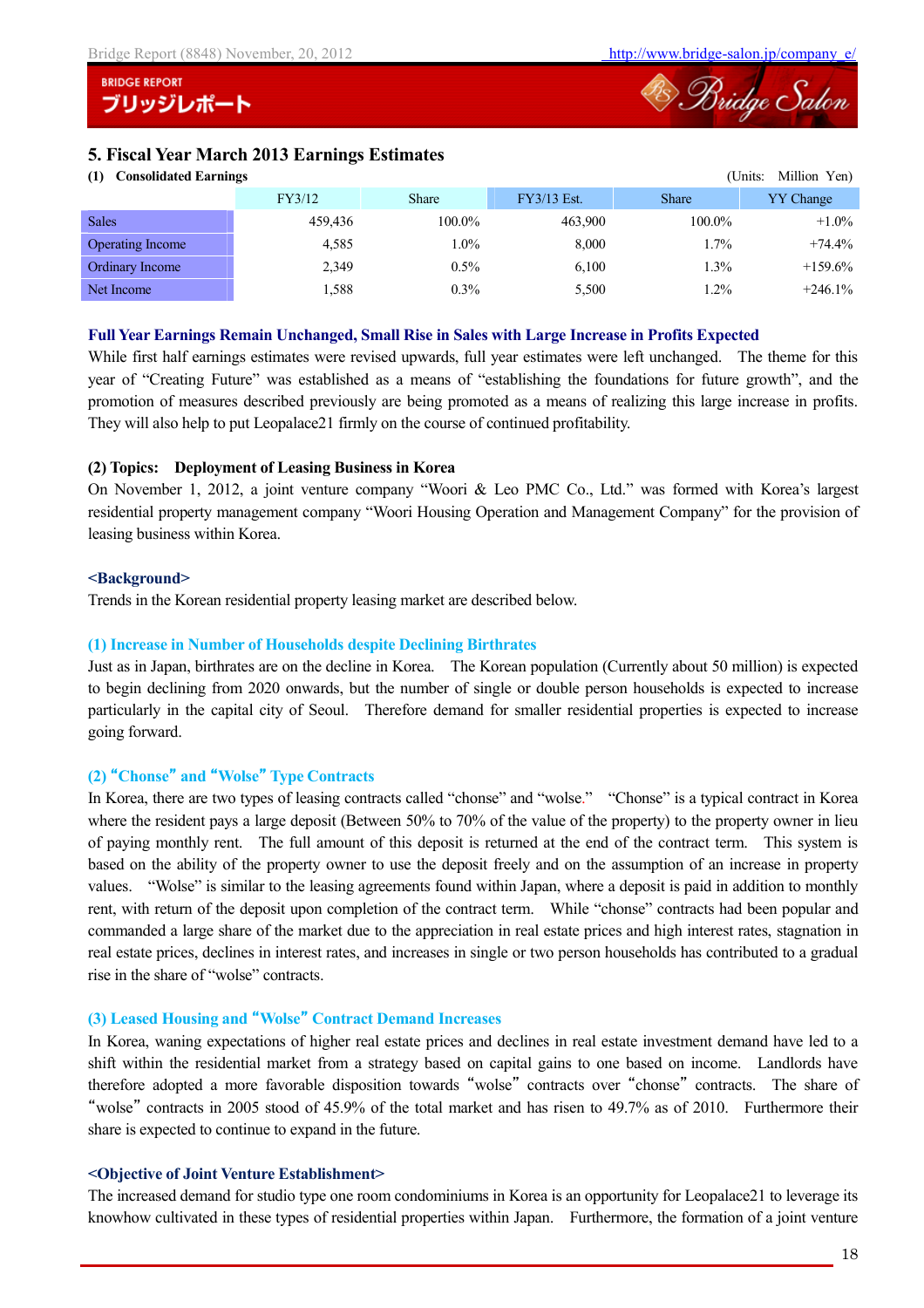## 5. Fiscal Year March 2013 Earnings Estimates

**(1) Consolidated Earnings**

(Units: Million Yen)

| | FY3/12 | Share | FY3/13 Est. | Share | YY Change |
|---|---|---|---|---|---|
| Sales | 459,436 | 100.0% | 463,900 | 100.0% | +1.0% |
| Operating Income | 4,585 | 1.0% | 8,000 | 1.7% | +74.4% |
| Ordinary Income | 2,349 | 0.5% | 6,100 | 1.3% | +159.6% |
| Net Income | 1,588 | 0.3% | 5,500 | 1.2% | +246.1% |

**Full Year Earnings Remain Unchanged, Small Rise in Sales with Large Increase in Profits Expected**

While first half earnings estimates were revised upwards, full year estimates were left unchanged. The theme for this year of "Creating Future" was established as a means of "establishing the foundations for future growth", and the promotion of measures described previously are being promoted as a means of realizing this large increase in profits. They will also help to put Leopalace21 firmly on the course of continued profitability.

**(2) Topics: Deployment of Leasing Business in Korea**

On November 1, 2012, a joint venture company "Woori & Leo PMC Co., Ltd." was formed with Korea's largest residential property management company "Woori Housing Operation and Management Company" for the provision of leasing business within Korea.

**<Background>**

Trends in the Korean residential property leasing market are described below.

**(1) Increase in Number of Households despite Declining Birthrates**

Just as in Japan, birthrates are on the decline in Korea. The Korean population (Currently about 50 million) is expected to begin declining from 2020 onwards, but the number of single or double person households is expected to increase particularly in the capital city of Seoul. Therefore demand for smaller residential properties is expected to increase going forward.

**(2) "Chonse" and "Wolse" Type Contracts**

In Korea, there are two types of leasing contracts called "chonse" and "wolse." "Chonse" is a typical contract in Korea where the resident pays a large deposit (Between 50% to 70% of the value of the property) to the property owner in lieu of paying monthly rent. The full amount of this deposit is returned at the end of the contract term. This system is based on the ability of the property owner to use the deposit freely and on the assumption of an increase in property values. "Wolse" is similar to the leasing agreements found within Japan, where a deposit is paid in addition to monthly rent, with return of the deposit upon completion of the contract term. While "chonse" contracts had been popular and commanded a large share of the market due to the appreciation in real estate prices and high interest rates, stagnation in real estate prices, declines in interest rates, and increases in single or two person households has contributed to a gradual rise in the share of "wolse" contracts.

**(3) Leased Housing and "Wolse" Contract Demand Increases**

In Korea, waning expectations of higher real estate prices and declines in real estate investment demand have led to a shift within the residential market from a strategy based on capital gains to one based on income. Landlords have therefore adopted a more favorable disposition towards "wolse" contracts over "chonse" contracts. The share of "wolse" contracts in 2005 stood of 45.9% of the total market and has risen to 49.7% as of 2010. Furthermore their share is expected to continue to expand in the future.

**<Objective of Joint Venture Establishment>**

The increased demand for studio type one room condominiums in Korea is an opportunity for Leopalace21 to leverage its knowhow cultivated in these types of residential properties within Japan. Furthermore, the formation of a joint venture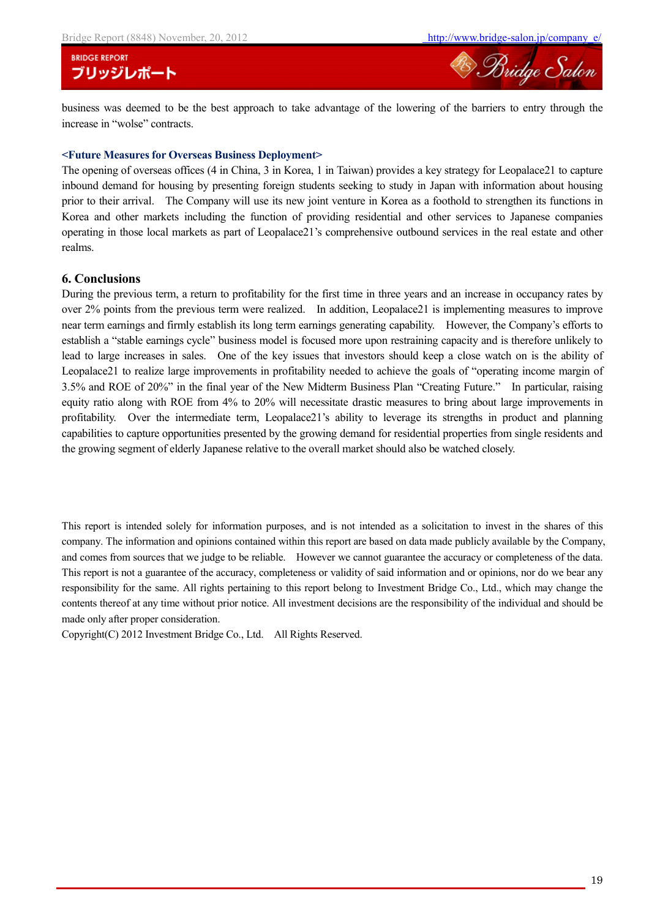business was deemed to be the best approach to take advantage of the lowering of the barriers to entry through the increase in "wolse" contracts.

**<Future Measures for Overseas Business Deployment>**

The opening of overseas offices (4 in China, 3 in Korea, 1 in Taiwan) provides a key strategy for Leopalace21 to capture inbound demand for housing by presenting foreign students seeking to study in Japan with information about housing prior to their arrival. The Company will use its new joint venture in Korea as a foothold to strengthen its functions in Korea and other markets including the function of providing residential and other services to Japanese companies operating in those local markets as part of Leopalace21's comprehensive outbound services in the real estate and other realms.

## 6. Conclusions

During the previous term, a return to profitability for the first time in three years and an increase in occupancy rates by over 2% points from the previous term were realized. In addition, Leopalace21 is implementing measures to improve near term earnings and firmly establish its long term earnings generating capability. However, the Company's efforts to establish a "stable earnings cycle" business model is focused more upon restraining capacity and is therefore unlikely to lead to large increases in sales. One of the key issues that investors should keep a close watch on is the ability of Leopalace21 to realize large improvements in profitability needed to achieve the goals of "operating income margin of 3.5% and ROE of 20%" in the final year of the New Midterm Business Plan "Creating Future." In particular, raising equity ratio along with ROE from 4% to 20% will necessitate drastic measures to bring about large improvements in profitability. Over the intermediate term, Leopalace21's ability to leverage its strengths in product and planning capabilities to capture opportunities presented by the growing demand for residential properties from single residents and the growing segment of elderly Japanese relative to the overall market should also be watched closely.

This report is intended solely for information purposes, and is not intended as a solicitation to invest in the shares of this company. The information and opinions contained within this report are based on data made publicly available by the Company, and comes from sources that we judge to be reliable. However we cannot guarantee the accuracy or completeness of the data. This report is not a guarantee of the accuracy, completeness or validity of said information and or opinions, nor do we bear any responsibility for the same. All rights pertaining to this report belong to Investment Bridge Co., Ltd., which may change the contents thereof at any time without prior notice. All investment decisions are the responsibility of the individual and should be made only after proper consideration.

Copyright(C) 2012 Investment Bridge Co., Ltd. All Rights Reserved.